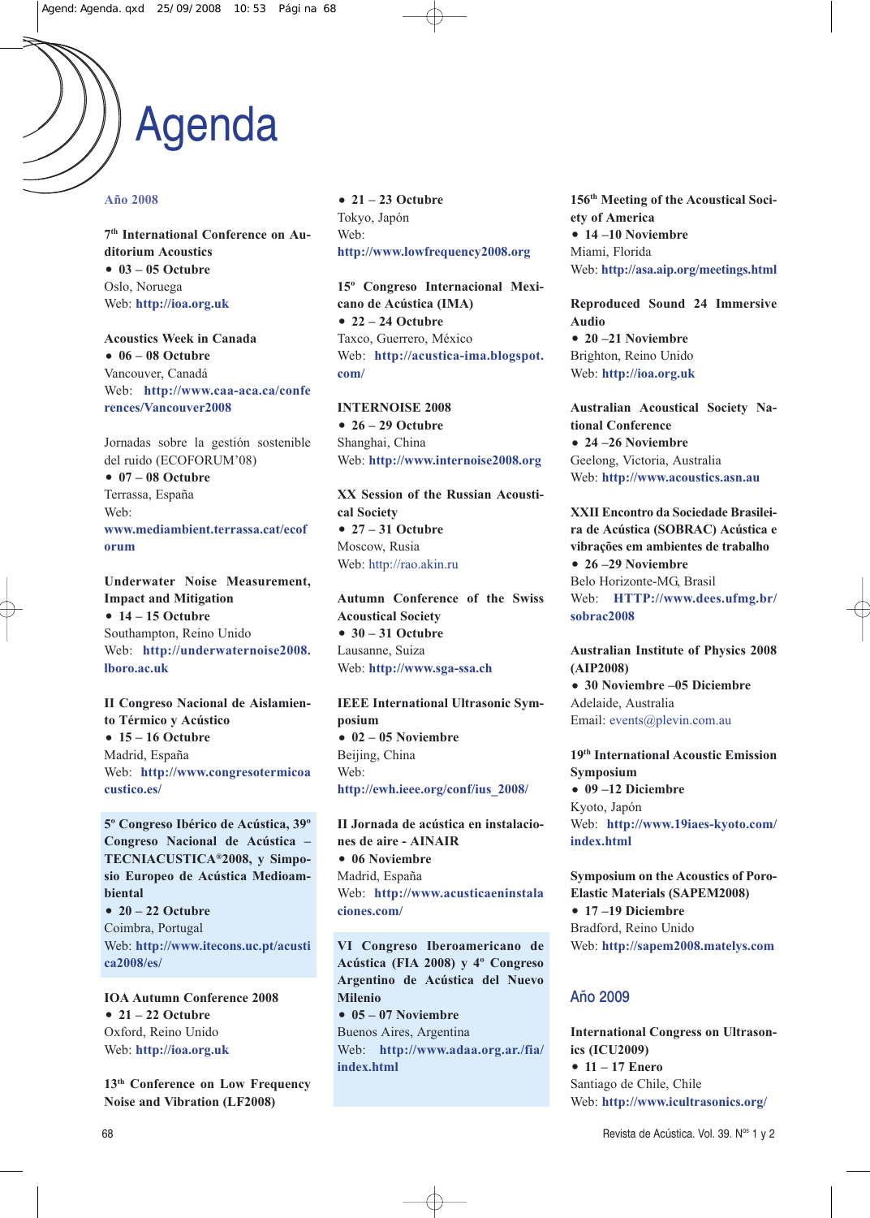# Agenda

## Año 2008

**7th International Conference on Auditorium Acoustics**
- **03 – 05 Octubre**

Oslo, Noruega
Web: **http://ioa.org.uk**

**Acoustics Week in Canada**
- **06 – 08 Octubre**

Vancouver, Canadá
Web: **http://www.caa-aca.ca/conferences/Vancouver2008**

Jornadas sobre la gestión sostenible del ruido (ECOFORUM'08)
- **07 – 08 Octubre**

Terrassa, España
Web: **www.mediambient.terrassa.cat/ecoforum**

**Underwater Noise Measurement, Impact and Mitigation**
- **14 – 15 Octubre**

Southampton, Reino Unido
Web: **http://underwaternoise2008.lboro.ac.uk**

**II Congreso Nacional de Aislamiento Térmico y Acústico**
- **15 – 16 Octubre**

Madrid, España
Web: **http://www.congresotermicoacustico.es/**

**5º Congreso Ibérico de Acústica, 39º Congreso Nacional de Acústica – TECNIACUSTICA®2008, y Simposio Europeo de Acústica Medioambiental**
- **20 – 22 Octubre**

Coimbra, Portugal
Web: **http://www.itecons.uc.pt/acustica2008/es/**

**IOA Autumn Conference 2008**
- **21 – 22 Octubre**

Oxford, Reino Unido
Web: **http://ioa.org.uk**

**13th Conference on Low Frequency Noise and Vibration (LF2008)**
- **21 – 23 Octubre**

Tokyo, Japón
Web: **http://www.lowfrequency2008.org**

**15º Congreso Internacional Mexicano de Acústica (IMA)**
- **22 – 24 Octubre**

Taxco, Guerrero, México
Web: **http://acustica-ima.blogspot.com/**

**INTERNOISE 2008**
- **26 – 29 Octubre**

Shanghai, China
Web: **http://www.internoise2008.org**

**XX Session of the Russian Acoustical Society**
- **27 – 31 Octubre**

Moscow, Rusia
Web: http://rao.akin.ru

**Autumn Conference of the Swiss Acoustical Society**
- **30 – 31 Octubre**

Lausanne, Suiza
Web: **http://www.sga-ssa.ch**

**IEEE International Ultrasonic Symposium**
- **02 – 05 Noviembre**

Beijing, China
Web: **http://ewh.ieee.org/conf/ius_2008/**

**II Jornada de acústica en instalaciones de aire - AINAIR**
- **06 Noviembre**

Madrid, España
Web: **http://www.acusticaeninstalaciones.com/**

**VI Congreso Iberoamericano de Acústica (FIA 2008) y 4º Congreso Argentino de Acústica del Nuevo Milenio**
- **05 – 07 Noviembre**

Buenos Aires, Argentina
Web: **http://www.adaa.org.ar./fia/index.html**

**156th Meeting of the Acoustical Society of America**
- **14 –10 Noviembre**

Miami, Florida
Web: **http://asa.aip.org/meetings.html**

**Reproduced Sound 24 Immersive Audio**
- **20 –21 Noviembre**

Brighton, Reino Unido
Web: **http://ioa.org.uk**

**Australian Acoustical Society National Conference**
- **24 –26 Noviembre**

Geelong, Victoria, Australia
Web: **http://www.acoustics.asn.au**

**XXII Encontro da Sociedade Brasileira de Acústica (SOBRAC) Acústica e vibrações em ambientes de trabalho**
- **26 –29 Noviembre**

Belo Horizonte-MG, Brasil
Web: **HTTP://www.dees.ufmg.br/sobrac2008**

**Australian Institute of Physics 2008 (AIP2008)**
- **30 Noviembre –05 Diciembre**

Adelaide, Australia
Email: events@plevin.com.au

**19th International Acoustic Emission Symposium**
- **09 –12 Diciembre**

Kyoto, Japón
Web: **http://www.19iaes-kyoto.com/index.html**

**Symposium on the Acoustics of Poro-Elastic Materials (SAPEM2008)**
- **17 –19 Diciembre**

Bradford, Reino Unido
Web: **http://sapem2008.matelys.com**

## Año 2009

**International Congress on Ultrasonics (ICU2009)**
- **11 – 17 Enero**

Santiago de Chile, Chile
Web: **http://www.icultrasonics.org/**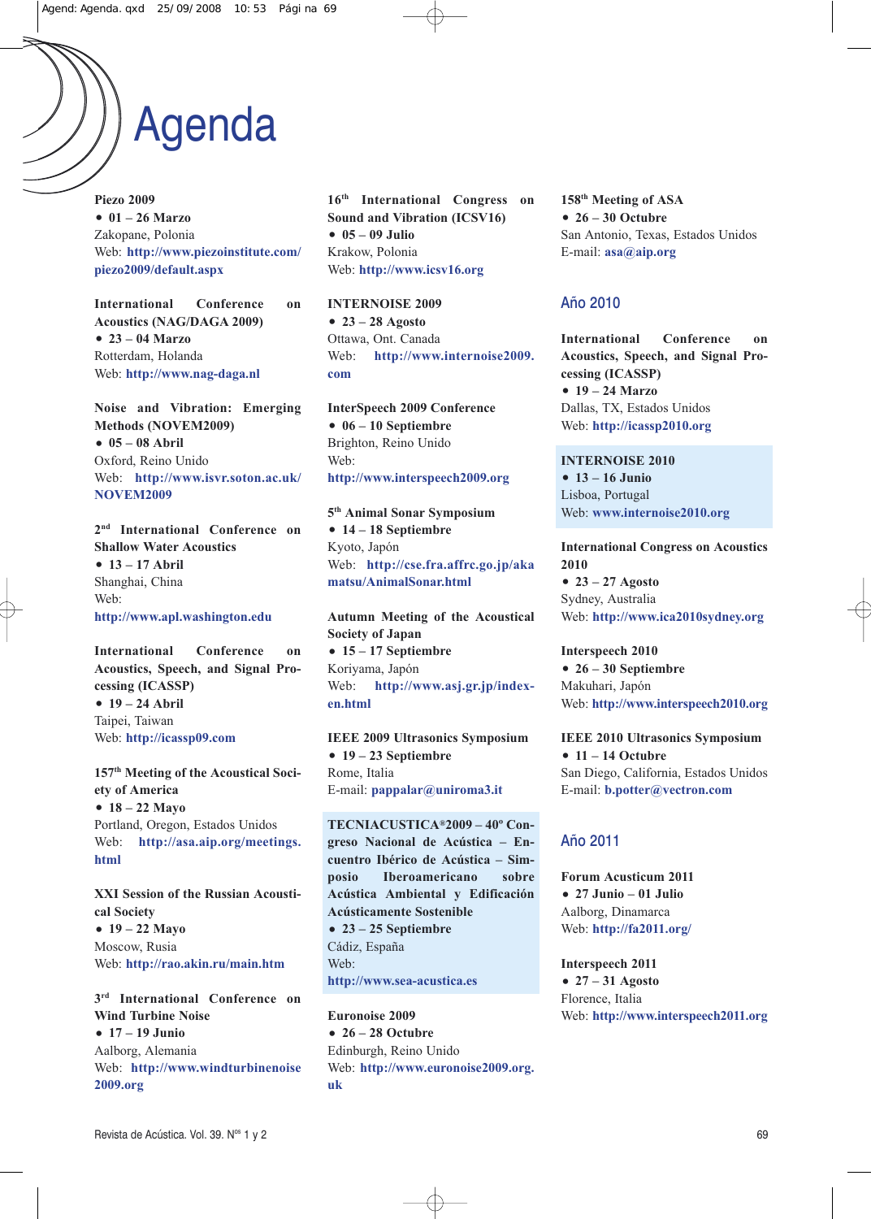# Agenda

**Piezo 2009**
- **01 – 26 Marzo**

Zakopane, Polonia
Web: **http://www.piezoinstitute.com/piezo2009/default.aspx**

**International Conference on Acoustics (NAG/DAGA 2009)**
- **23 – 04 Marzo**

Rotterdam, Holanda
Web: **http://www.nag-daga.nl**

**Noise and Vibration: Emerging Methods (NOVEM2009)**
- **05 – 08 Abril**

Oxford, Reino Unido
Web: **http://www.isvr.soton.ac.uk/NOVEM2009**

**2nd International Conference on Shallow Water Acoustics**
- **13 – 17 Abril**

Shanghai, China
Web:
**http://www.apl.washington.edu**

**International Conference on Acoustics, Speech, and Signal Processing (ICASSP)**
- **19 – 24 Abril**

Taipei, Taiwan
Web: **http://icassp09.com**

**157th Meeting of the Acoustical Society of America**
- **18 – 22 Mayo**

Portland, Oregon, Estados Unidos
Web: **http://asa.aip.org/meetings.html**

**XXI Session of the Russian Acoustical Society**
- **19 – 22 Mayo**

Moscow, Rusia
Web: **http://rao.akin.ru/main.htm**

**3rd International Conference on Wind Turbine Noise**
- **17 – 19 Junio**

Aalborg, Alemania
Web: **http://www.windturbinenoise2009.org**

**16th International Congress on Sound and Vibration (ICSV16)**
- **05 – 09 Julio**

Krakow, Polonia
Web: **http://www.icsv16.org**

**INTERNOISE 2009**
- **23 – 28 Agosto**

Ottawa, Ont. Canada
Web: **http://www.internoise2009.com**

**InterSpeech 2009 Conference**
- **06 – 10 Septiembre**

Brighton, Reino Unido
Web:
**http://www.interspeech2009.org**

**5th Animal Sonar Symposium**
- **14 – 18 Septiembre**

Kyoto, Japón
Web: **http://cse.fra.affrc.go.jp/akamatsu/AnimalSonar.html**

**Autumn Meeting of the Acoustical Society of Japan**
- **15 – 17 Septiembre**

Koriyama, Japón
Web: **http://www.asj.gr.jp/index-en.html**

**IEEE 2009 Ultrasonics Symposium**
- **19 – 23 Septiembre**

Rome, Italia
E-mail: **pappalar@uniroma3.it**

**TECNIACUSTICA®2009 – 40º Congreso Nacional de Acústica – Encuentro Ibérico de Acústica – Simposio Iberoamericano sobre Acústica Ambiental y Edificación Acústicamente Sostenible**
- **23 – 25 Septiembre**

Cádiz, España
Web:
**http://www.sea-acustica.es**

**Euronoise 2009**
- **26 – 28 Octubre**

Edinburgh, Reino Unido
Web: **http://www.euronoise2009.org.uk**

**158th Meeting of ASA**
- **26 – 30 Octubre**

San Antonio, Texas, Estados Unidos
E-mail: **asa@aip.org**

## Año 2010

**International Conference on Acoustics, Speech, and Signal Processing (ICASSP)**
- **19 – 24 Marzo**

Dallas, TX, Estados Unidos
Web: **http://icassp2010.org**

**INTERNOISE 2010**
- **13 – 16 Junio**

Lisboa, Portugal
Web: **www.internoise2010.org**

**International Congress on Acoustics 2010**
- **23 – 27 Agosto**

Sydney, Australia
Web: **http://www.ica2010sydney.org**

**Interspeech 2010**
- **26 – 30 Septiembre**

Makuhari, Japón
Web: **http://www.interspeech2010.org**

**IEEE 2010 Ultrasonics Symposium**
- **11 – 14 Octubre**

San Diego, California, Estados Unidos
E-mail: **b.potter@vectron.com**

## Año 2011

**Forum Acusticum 2011**
- **27 Junio – 01 Julio**

Aalborg, Dinamarca
Web: **http://fa2011.org/**

**Interspeech 2011**
- **27 – 31 Agosto**

Florence, Italia
Web: **http://www.interspeech2011.org**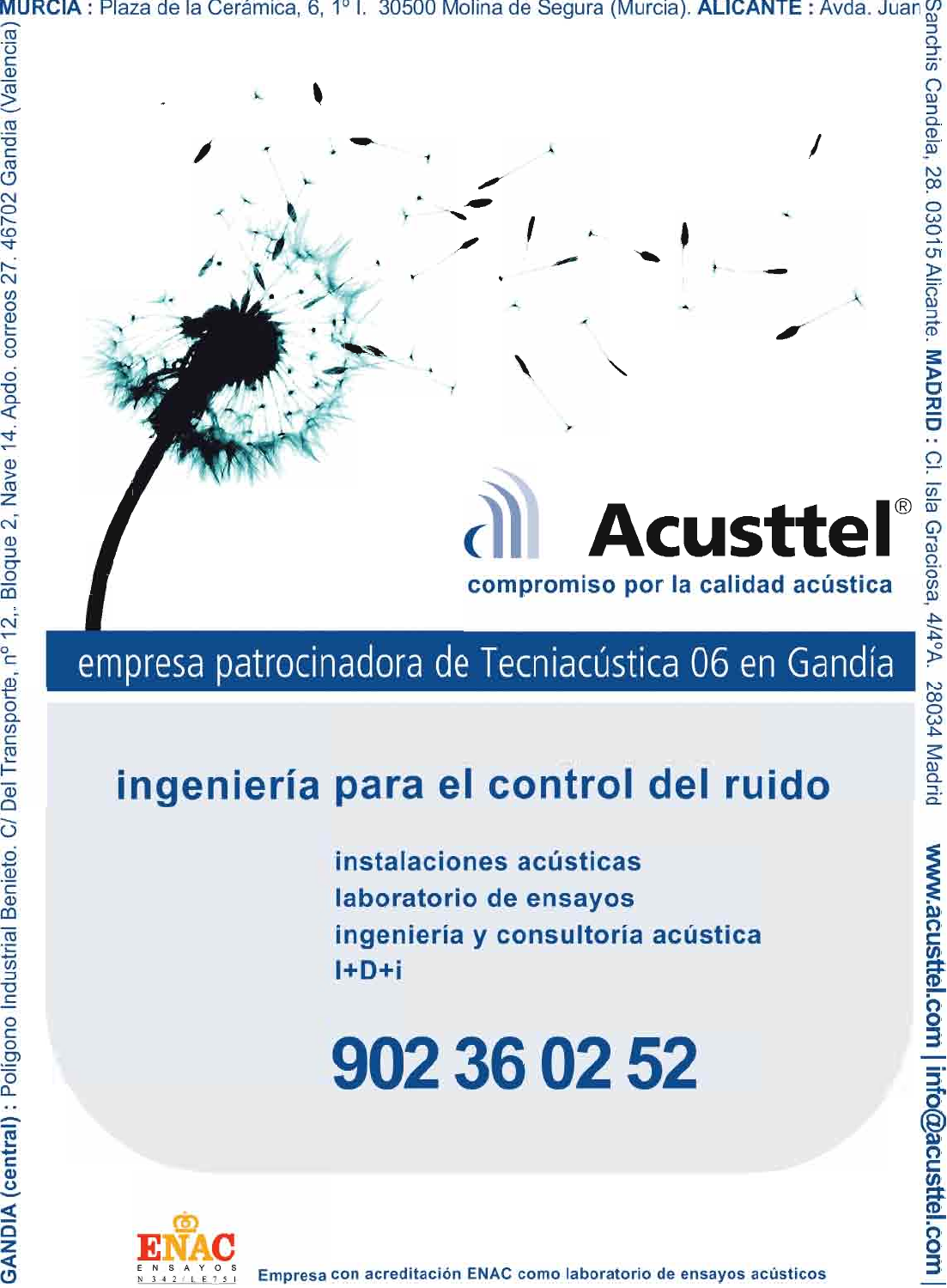MURCIA : Plaza de la Cerámica, 6, 1º I. 30500 Molina de Segura (Murcia). ALICANTE : Avda. Juan Sanchis Candela, 28. 03015 Alicante. MADRID : C/. Isla Graciosa, 4/4ºA. 28034 Madrid

GANDIA (central) : Polígono Industrial Benieto. C/ Del Transporte, nº 12,. Bloque 2, Nave 14. Apdo. correos 27. 46702 Gandia (Valencia)

# Acusttel®

compromiso por la calidad acústica

empresa patrocinadora de Tecniacústica 06 en Gandía

## ingeniería para el control del ruido

- instalaciones acústicas
- laboratorio de ensayos
- ingeniería y consultoría acústica
- I+D+i

**902 36 02 52**

ENAC ENSAYOS N 342/LE751

Empresa con acreditación ENAC como laboratorio de ensayos acústicos

www.acusttel.com | info@acusttel.com